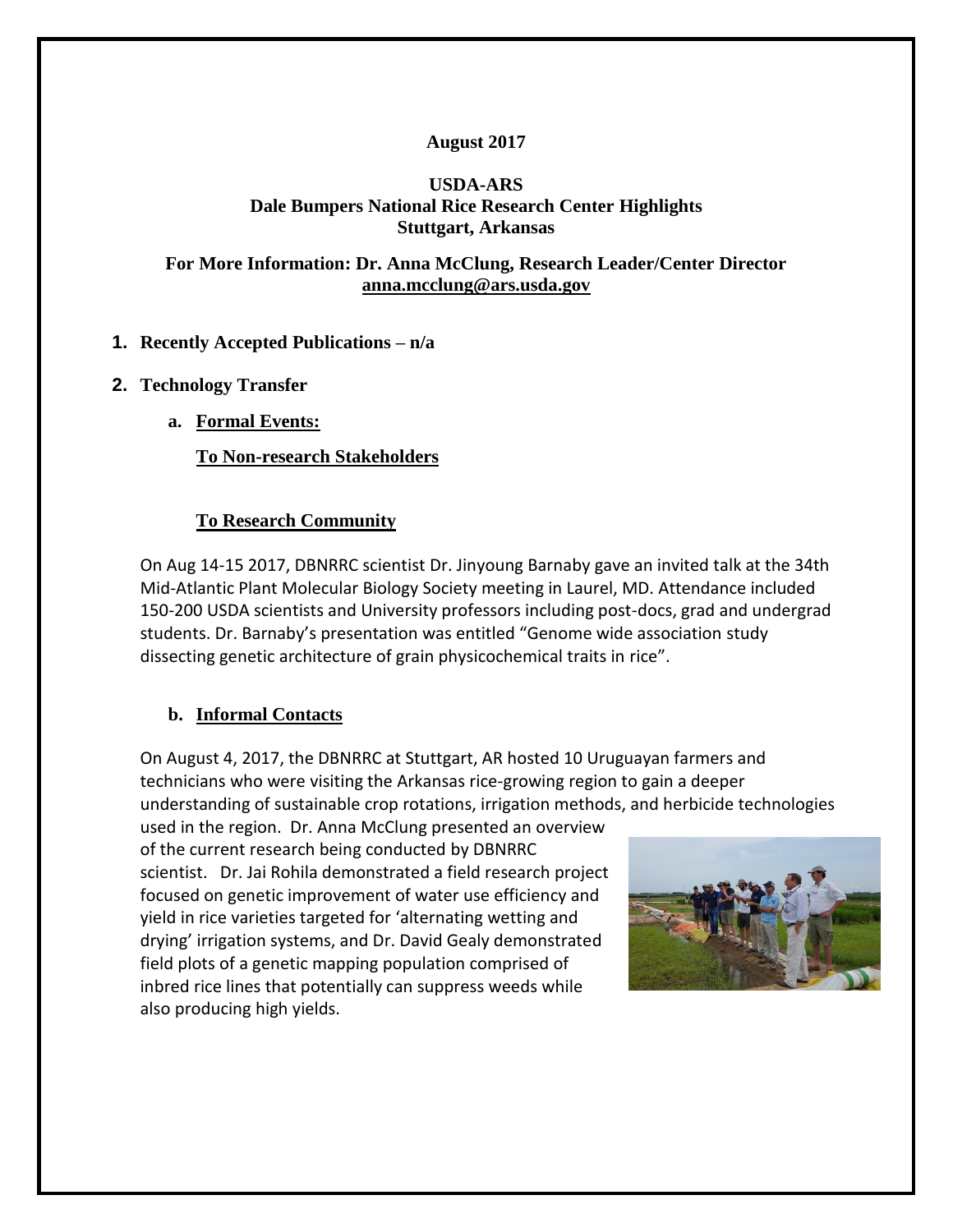**August 2017**

**USDA-ARS**
**Dale Bumpers National Rice Research Center Highlights**
**Stuttgart, Arkansas**

**For More Information: Dr. Anna McClung, Research Leader/Center Director**
**anna.mcclung@ars.usda.gov**

1. **Recently Accepted Publications – n/a**

2. **Technology Transfer**

   a. **Formal Events:**

   **To Non-research Stakeholders**

   **To Research Community**

On Aug 14-15 2017, DBNRRC scientist Dr. Jinyoung Barnaby gave an invited talk at the 34th Mid-Atlantic Plant Molecular Biology Society meeting in Laurel, MD. Attendance included 150-200 USDA scientists and University professors including post-docs, grad and undergrad students. Dr. Barnaby's presentation was entitled "Genome wide association study dissecting genetic architecture of grain physicochemical traits in rice".

   b. **Informal Contacts**

On August 4, 2017, the DBNRRC at Stuttgart, AR hosted 10 Uruguayan farmers and technicians who were visiting the Arkansas rice-growing region to gain a deeper understanding of sustainable crop rotations, irrigation methods, and herbicide technologies used in the region. Dr. Anna McClung presented an overview of the current research being conducted by DBNRRC scientist. Dr. Jai Rohila demonstrated a field research project focused on genetic improvement of water use efficiency and yield in rice varieties targeted for 'alternating wetting and drying' irrigation systems, and Dr. David Gealy demonstrated field plots of a genetic mapping population comprised of inbred rice lines that potentially can suppress weeds while also producing high yields.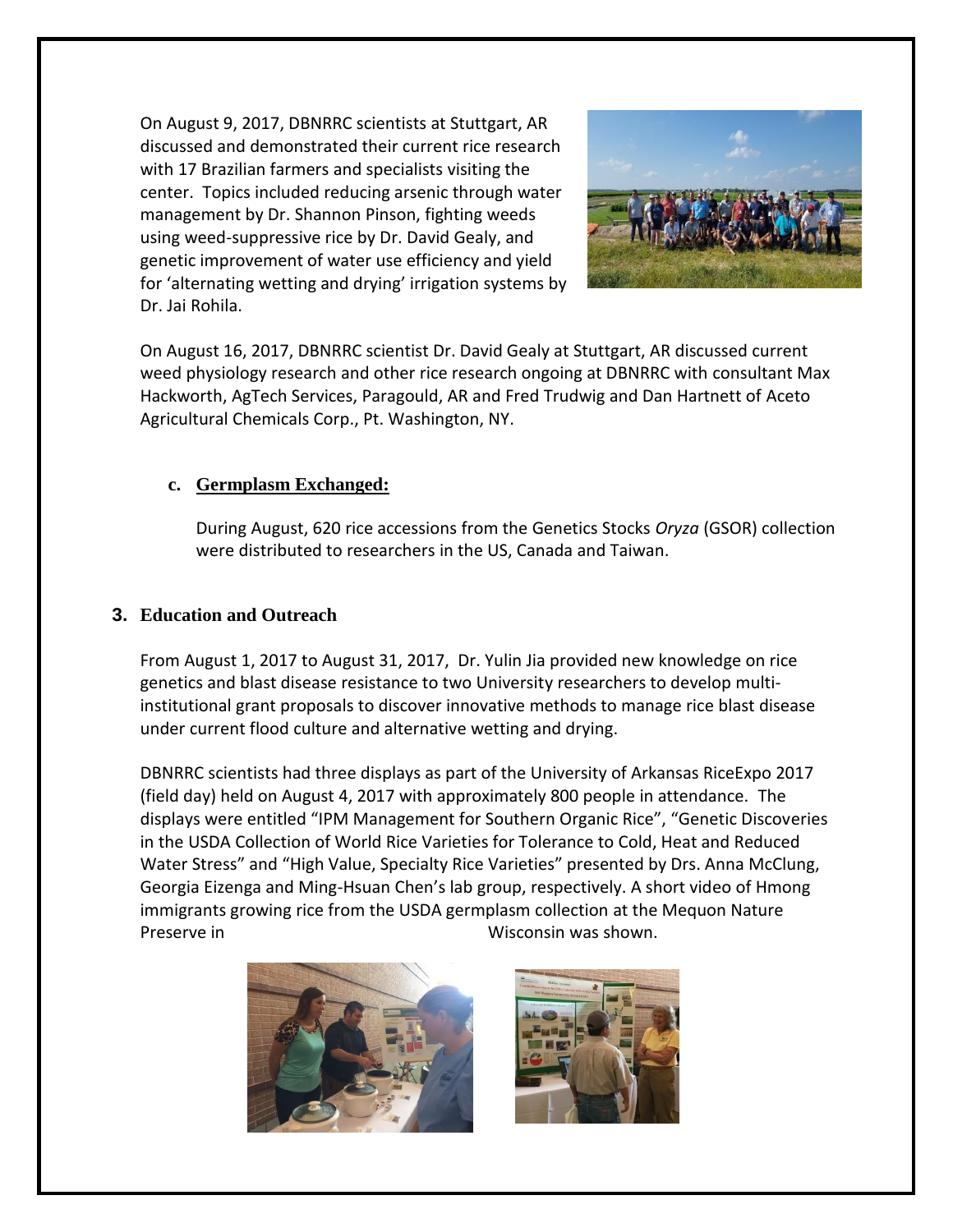On August 9, 2017, DBNRRC scientists at Stuttgart, AR discussed and demonstrated their current rice research with 17 Brazilian farmers and specialists visiting the center. Topics included reducing arsenic through water management by Dr. Shannon Pinson, fighting weeds using weed-suppressive rice by Dr. David Gealy, and genetic improvement of water use efficiency and yield for 'alternating wetting and drying' irrigation systems by Dr. Jai Rohila.

On August 16, 2017, DBNRRC scientist Dr. David Gealy at Stuttgart, AR discussed current weed physiology research and other rice research ongoing at DBNRRC with consultant Max Hackworth, AgTech Services, Paragould, AR and Fred Trudwig and Dan Hartnett of Aceto Agricultural Chemicals Corp., Pt. Washington, NY.

### c. Germplasm Exchanged:

During August, 620 rice accessions from the Genetics Stocks *Oryza* (GSOR) collection were distributed to researchers in the US, Canada and Taiwan.

## 3. Education and Outreach

From August 1, 2017 to August 31, 2017, Dr. Yulin Jia provided new knowledge on rice genetics and blast disease resistance to two University researchers to develop multi-institutional grant proposals to discover innovative methods to manage rice blast disease under current flood culture and alternative wetting and drying.

DBNRRC scientists had three displays as part of the University of Arkansas RiceExpo 2017 (field day) held on August 4, 2017 with approximately 800 people in attendance. The displays were entitled "IPM Management for Southern Organic Rice", "Genetic Discoveries in the USDA Collection of World Rice Varieties for Tolerance to Cold, Heat and Reduced Water Stress" and "High Value, Specialty Rice Varieties" presented by Drs. Anna McClung, Georgia Eizenga and Ming-Hsuan Chen's lab group, respectively. A short video of Hmong immigrants growing rice from the USDA germplasm collection at the Mequon Nature Preserve in Wisconsin was shown.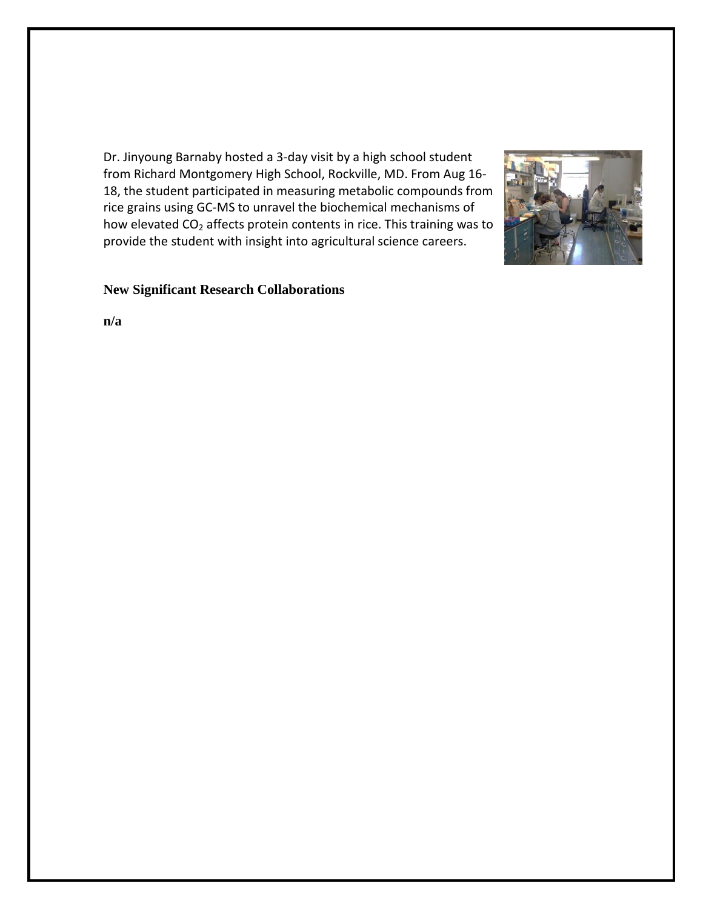Dr. Jinyoung Barnaby hosted a 3-day visit by a high school student from Richard Montgomery High School, Rockville, MD. From Aug 16-18, the student participated in measuring metabolic compounds from rice grains using GC-MS to unravel the biochemical mechanisms of how elevated $CO_2$ affects protein contents in rice. This training was to provide the student with insight into agricultural science careers.

**New Significant Research Collaborations**

**n/a**